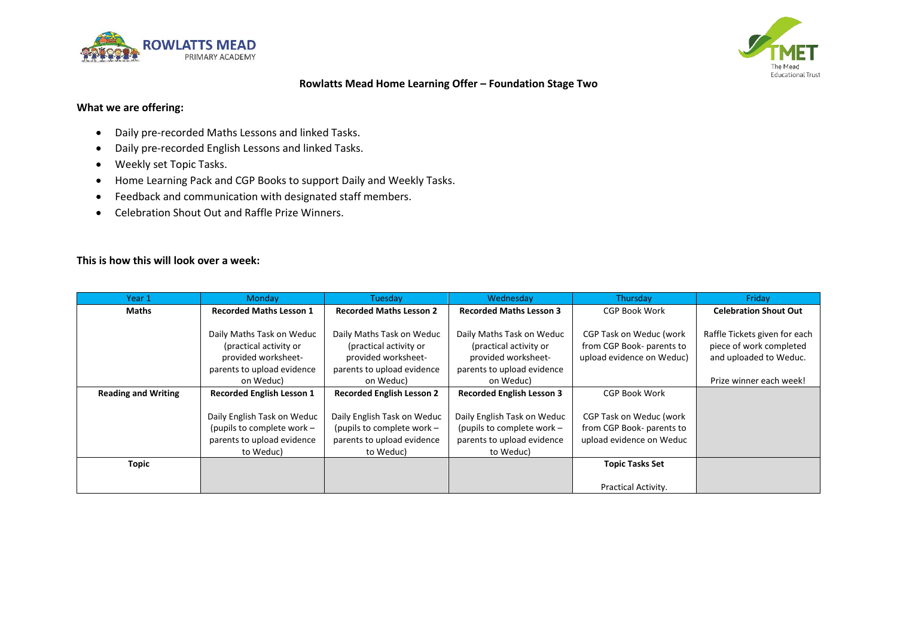## Rowlatts Mead Home Learning Offer – Foundation Stage Two

**What we are offering:**

- Daily pre-recorded Maths Lessons and linked Tasks.
- Daily pre-recorded English Lessons and linked Tasks.
- Weekly set Topic Tasks.
- Home Learning Pack and CGP Books to support Daily and Weekly Tasks.
- Feedback and communication with designated staff members.
- Celebration Shout Out and Raffle Prize Winners.

**This is how this will look over a week:**

| Year 1 | Monday | Tuesday | Wednesday | Thursday | Friday |
|---|---|---|---|---|---|
| **Maths** | **Recorded Maths Lesson 1**<br><br>Daily Maths Task on Weduc (practical activity or provided worksheet- parents to upload evidence on Weduc) | **Recorded Maths Lesson 2**<br><br>Daily Maths Task on Weduc (practical activity or provided worksheet- parents to upload evidence on Weduc) | **Recorded Maths Lesson 3**<br><br>Daily Maths Task on Weduc (practical activity or provided worksheet- parents to upload evidence on Weduc) | CGP Book Work<br><br>CGP Task on Weduc (work from CGP Book- parents to upload evidence on Weduc) | **Celebration Shout Out**<br><br>Raffle Tickets given for each piece of work completed and uploaded to Weduc.<br><br>Prize winner each week! |
| **Reading and Writing** | **Recorded English Lesson 1**<br><br>Daily English Task on Weduc (pupils to complete work – parents to upload evidence to Weduc) | **Recorded English Lesson 2**<br><br>Daily English Task on Weduc (pupils to complete work – parents to upload evidence to Weduc) | **Recorded English Lesson 3**<br><br>Daily English Task on Weduc (pupils to complete work – parents to upload evidence to Weduc) | CGP Book Work<br><br>CGP Task on Weduc (work from CGP Book- parents to upload evidence on Weduc | |
| **Topic** | | | | **Topic Tasks Set**<br><br>Practical Activity. | |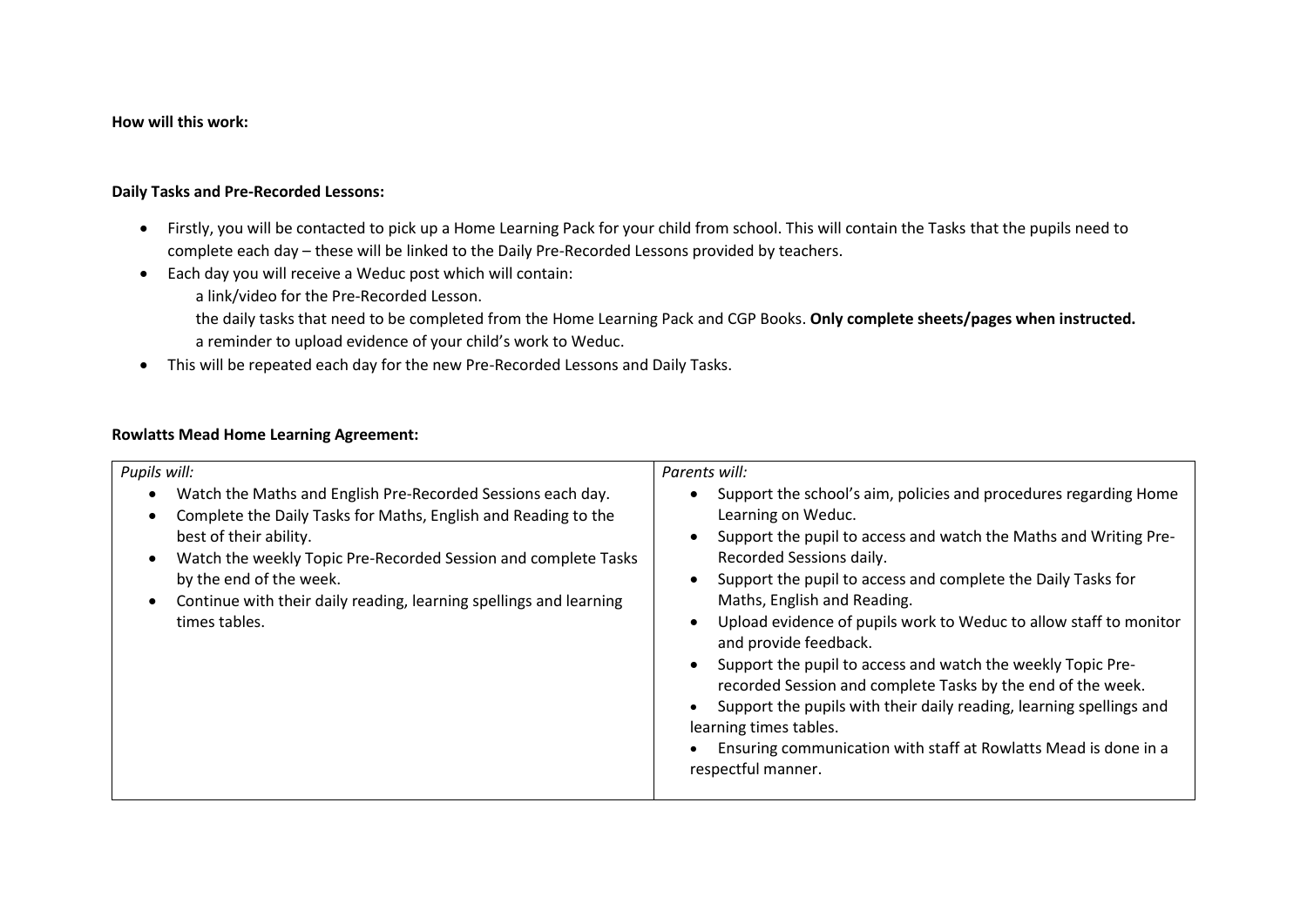**How will this work:**

**Daily Tasks and Pre-Recorded Lessons:**

- Firstly, you will be contacted to pick up a Home Learning Pack for your child from school. This will contain the Tasks that the pupils need to complete each day – these will be linked to the Daily Pre-Recorded Lessons provided by teachers.
- Each day you will receive a Weduc post which will contain:
  - a link/video for the Pre-Recorded Lesson.
  - the daily tasks that need to be completed from the Home Learning Pack and CGP Books. **Only complete sheets/pages when instructed.**
  - a reminder to upload evidence of your child's work to Weduc.
- This will be repeated each day for the new Pre-Recorded Lessons and Daily Tasks.

**Rowlatts Mead Home Learning Agreement:**

| | |
|---|---|
| *Pupils will:*<br>• Watch the Maths and English Pre-Recorded Sessions each day.<br>• Complete the Daily Tasks for Maths, English and Reading to the best of their ability.<br>• Watch the weekly Topic Pre-Recorded Session and complete Tasks by the end of the week.<br>• Continue with their daily reading, learning spellings and learning times tables. | *Parents will:*<br>• Support the school's aim, policies and procedures regarding Home Learning on Weduc.<br>• Support the pupil to access and watch the Maths and Writing Pre-Recorded Sessions daily.<br>• Support the pupil to access and complete the Daily Tasks for Maths, English and Reading.<br>• Upload evidence of pupils work to Weduc to allow staff to monitor and provide feedback.<br>• Support the pupil to access and watch the weekly Topic Pre-recorded Session and complete Tasks by the end of the week.<br>• Support the pupils with their daily reading, learning spellings and learning times tables.<br>• Ensuring communication with staff at Rowlatts Mead is done in a respectful manner. |